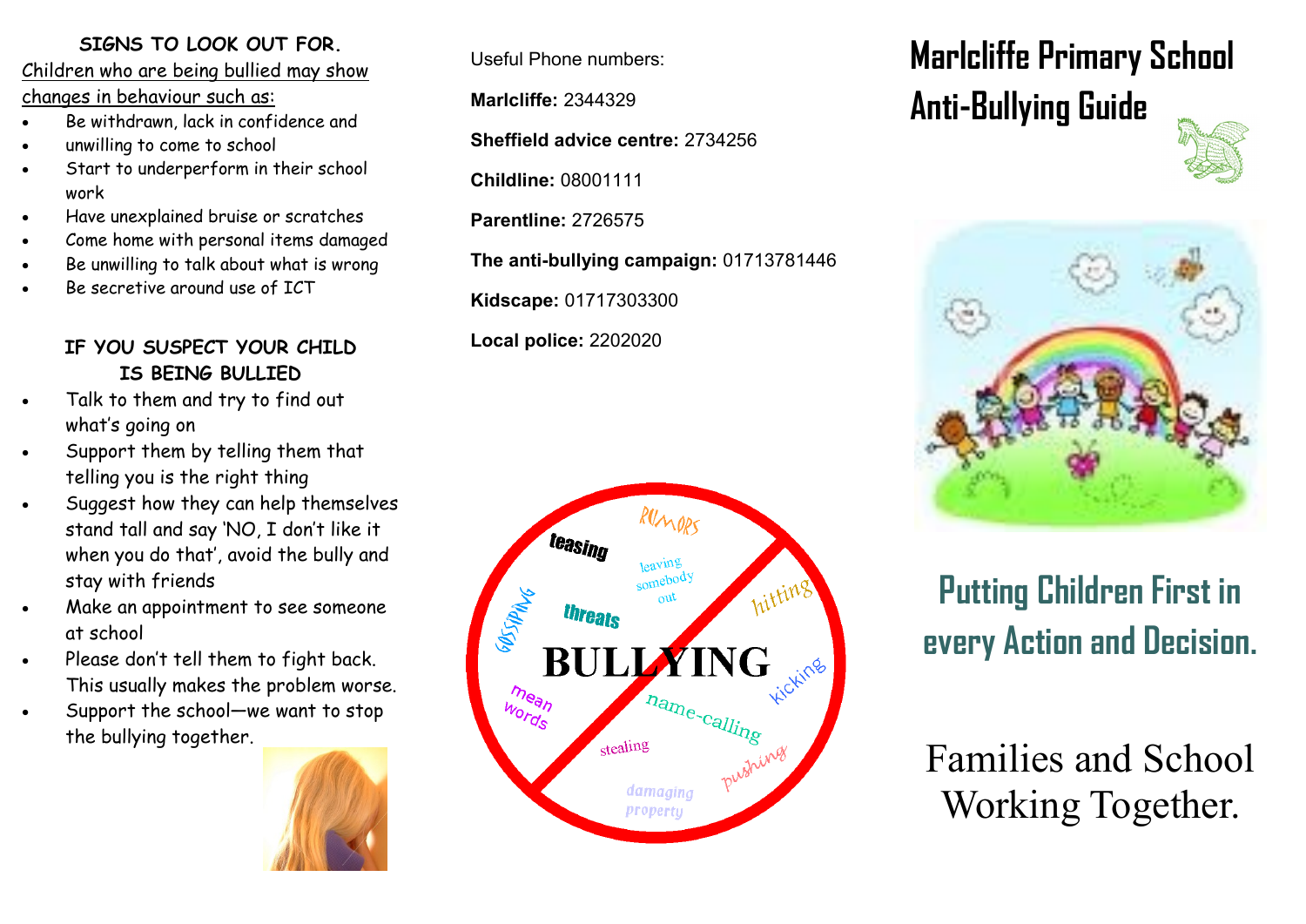## SIGNS TO LOOK OUT FOR.

Children who are being bullied may show changes in behaviour such as:

- Be withdrawn, lack in confidence and
- unwilling to come to school
- Start to underperform in their school work
- Have unexplained bruise or scratches
- Come home with personal items damaged
- Be unwilling to talk about what is wrong
- Be secretive around use of ICT

## IF YOU SUSPECT YOUR CHILD IS BEING BULLIED

- Talk to them and try to find out what's going on
- Support them by telling them that telling you is the right thing
- Suggest how they can help themselves stand tall and say 'NO, I don't like it when you do that', avoid the bully and stay with friends
- Make an appointment to see someone at school
- Please don't tell them to fight back. This usually makes the problem worse.
- Support the school—we want to stop the bullying together.

Useful Phone numbers:

**Marlcliffe:** 2344329

**Sheffield advice centre:** 2734256

**Childline:** 08001111

**Parentline:** 2726575

**The anti-bullying campaign:** 01713781446

**Kidscape:** 01717303300

**Local police:** 2202020

# Marlcliffe Primary School Anti-Bullying Guide

## Putting Children First in every Action and Decision.

Families and School Working Together.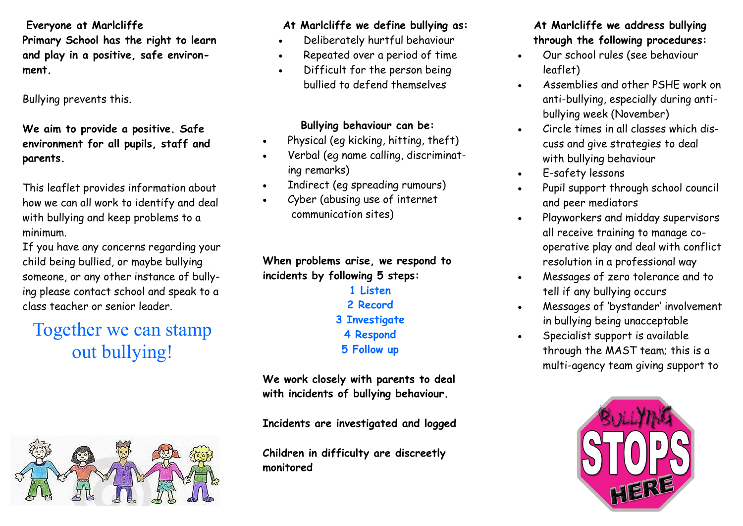**Everyone at Marlcliffe Primary School has the right to learn and play in a positive, safe environment.**

Bullying prevents this.

**We aim to provide a positive. Safe environment for all pupils, staff and parents.**

This leaflet provides information about how we can all work to identify and deal with bullying and keep problems to a minimum.

If you have any concerns regarding your child being bullied, or maybe bullying someone, or any other instance of bullying please contact school and speak to a class teacher or senior leader.

Together we can stamp out bullying!

**At Marlcliffe we define bullying as:**

- Deliberately hurtful behaviour
- Repeated over a period of time
- Difficult for the person being bullied to defend themselves

**Bullying behaviour can be:**

- Physical (eg kicking, hitting, theft)
- Verbal (eg name calling, discriminating remarks)
- Indirect (eg spreading rumours)
- Cyber (abusing use of internet communication sites)

**When problems arise, we respond to incidents by following 5 steps:**

**1 Listen**
**2 Record**
**3 Investigate**
**4 Respond**
**5 Follow up**

**We work closely with parents to deal with incidents of bullying behaviour.**

**Incidents are investigated and logged**

**Children in difficulty are discreetly monitored**

**At Marlcliffe we address bullying through the following procedures:**

- Our school rules (see behaviour leaflet)
- Assemblies and other PSHE work on anti-bullying, especially during anti-bullying week (November)
- Circle times in all classes which discuss and give strategies to deal with bullying behaviour
- E-safety lessons
- Pupil support through school council and peer mediators
- Playworkers and midday supervisors all receive training to manage co-operative play and deal with conflict resolution in a professional way
- Messages of zero tolerance and to tell if any bullying occurs
- Messages of 'bystander' involvement in bullying being unacceptable
- Specialist support is available through the MAST team; this is a multi-agency team giving support to